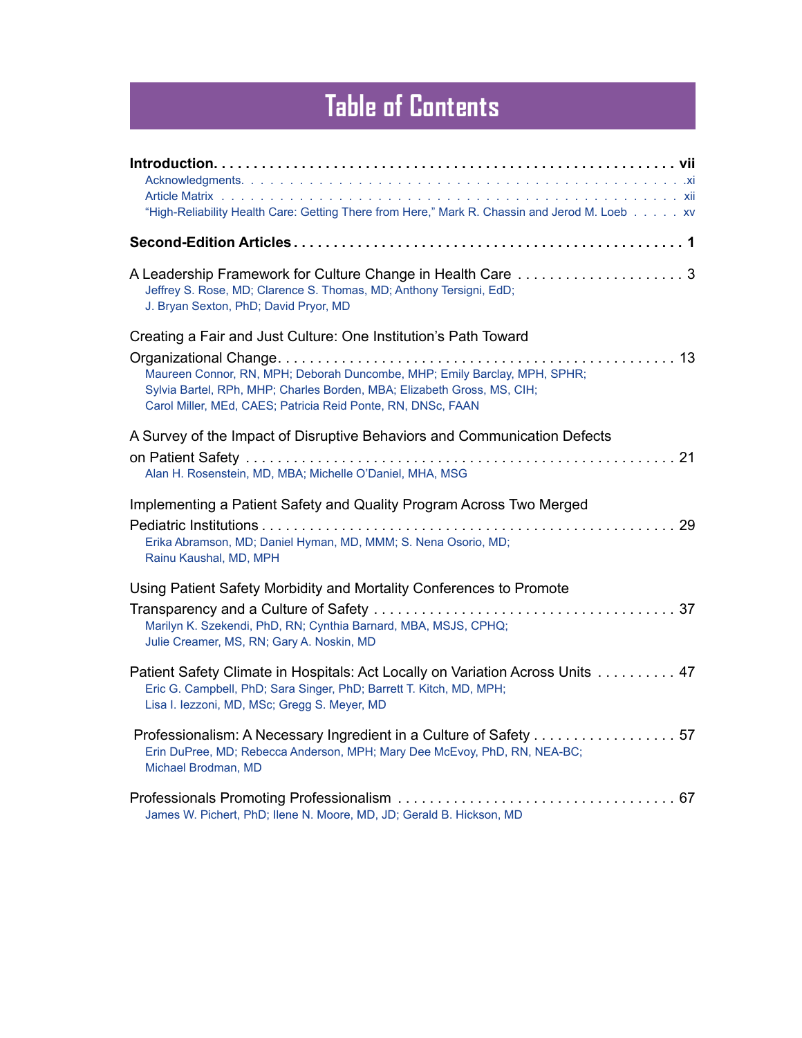# Table of Contents

**Introduction** . . . . . . . . . . . . . . . . . . . . . . . . . . . . . . . . . . . . . . . . . . . . . . . . . . . . . . . . . **vii**

- Acknowledgments . . . . . . . . . . . . . . . . . . . . . . . . . . . . . . . . . . . . . . . . . . . . . . . . . . . . . . xi
- Article Matrix . . . . . . . . . . . . . . . . . . . . . . . . . . . . . . . . . . . . . . . . . . . . . . . . . . . . . . . . xii
- "High-Reliability Health Care: Getting There from Here," Mark R. Chassin and Jerod M. Loeb . . . . . xv

**Second-Edition Articles** . . . . . . . . . . . . . . . . . . . . . . . . . . . . . . . . . . . . . . . . . . . . . . . **1**

A Leadership Framework for Culture Change in Health Care . . . . . . . . . . . . . . . . . . . . . 3
Jeffrey S. Rose, MD; Clarence S. Thomas, MD; Anthony Tersigni, EdD; J. Bryan Sexton, PhD; David Pryor, MD

Creating a Fair and Just Culture: One Institution's Path Toward Organizational Change . . . . . . . . . . . . . . . . . . . . . . . . . . . . . . . . . . . . . . . . . . . 13
Maureen Connor, RN, MPH; Deborah Duncombe, MHP; Emily Barclay, MPH, SPHR; Sylvia Bartel, RPh, MHP; Charles Borden, MBA; Elizabeth Gross, MS, CIH; Carol Miller, MEd, CAES; Patricia Reid Ponte, RN, DNSc, FAAN

A Survey of the Impact of Disruptive Behaviors and Communication Defects on Patient Safety . . . . . . . . . . . . . . . . . . . . . . . . . . . . . . . . . . . . . . . . . . . 21
Alan H. Rosenstein, MD, MBA; Michelle O'Daniel, MHA, MSG

Implementing a Patient Safety and Quality Program Across Two Merged Pediatric Institutions . . . . . . . . . . . . . . . . . . . . . . . . . . . . . . . . . . . . . . . . . 29
Erika Abramson, MD; Daniel Hyman, MD, MMM; S. Nena Osorio, MD; Rainu Kaushal, MD, MPH

Using Patient Safety Morbidity and Mortality Conferences to Promote Transparency and a Culture of Safety . . . . . . . . . . . . . . . . . . . . . . . . . . . . . 37
Marilyn K. Szekendi, PhD, RN; Cynthia Barnard, MBA, MSJS, CPHQ; Julie Creamer, MS, RN; Gary A. Noskin, MD

Patient Safety Climate in Hospitals: Act Locally on Variation Across Units . . . . . . . . . . 47
Eric G. Campbell, PhD; Sara Singer, PhD; Barrett T. Kitch, MD, MPH; Lisa I. Iezzoni, MD, MSc; Gregg S. Meyer, MD

Professionalism: A Necessary Ingredient in a Culture of Safety . . . . . . . . . . . . . . . . . . 57
Erin DuPree, MD; Rebecca Anderson, MPH; Mary Dee McEvoy, PhD, RN, NEA-BC; Michael Brodman, MD

Professionals Promoting Professionalism . . . . . . . . . . . . . . . . . . . . . . . . . . . . . . . . . . . 67
James W. Pichert, PhD; Ilene N. Moore, MD, JD; Gerald B. Hickson, MD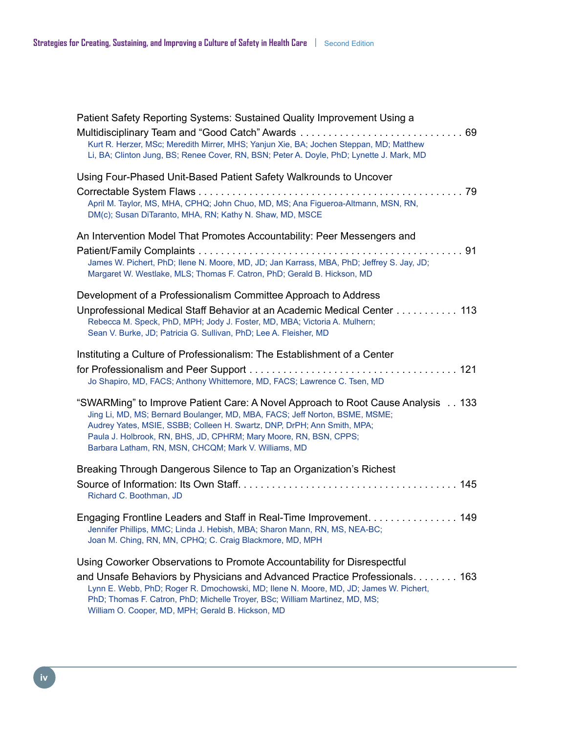Patient Safety Reporting Systems: Sustained Quality Improvement Using a Multidisciplinary Team and “Good Catch” Awards . . . . . . . . . . . . . . . . . . . . . . . . . . . . . . 69
Kurt R. Herzer, MSc; Meredith Mirrer, MHS; Yanjun Xie, BA; Jochen Steppan, MD; Matthew Li, BA; Clinton Jung, BS; Renee Cover, RN, BSN; Peter A. Doyle, PhD; Lynette J. Mark, MD

Using Four-Phased Unit-Based Patient Safety Walkrounds to Uncover Correctable System Flaws . . . . . . . . . . . . . . . . . . . . . . . . . . . . . . . . . . . . . . . . . . . . . . . 79
April M. Taylor, MS, MHA, CPHQ; John Chuo, MD, MS; Ana Figueroa-Altmann, MSN, RN, DM(c); Susan DiTaranto, MHA, RN; Kathy N. Shaw, MD, MSCE

An Intervention Model That Promotes Accountability: Peer Messengers and Patient/Family Complaints . . . . . . . . . . . . . . . . . . . . . . . . . . . . . . . . . . . . . . . . . . . . . 91
James W. Pichert, PhD; Ilene N. Moore, MD, JD; Jan Karrass, MBA, PhD; Jeffrey S. Jay, JD; Margaret W. Westlake, MLS; Thomas F. Catron, PhD; Gerald B. Hickson, MD

Development of a Professionalism Committee Approach to Address Unprofessional Medical Staff Behavior at an Academic Medical Center . . . . . . . . . . . 113
Rebecca M. Speck, PhD, MPH; Jody J. Foster, MD, MBA; Victoria A. Mulhern; Sean V. Burke, JD; Patricia G. Sullivan, PhD; Lee A. Fleisher, MD

Instituting a Culture of Professionalism: The Establishment of a Center for Professionalism and Peer Support . . . . . . . . . . . . . . . . . . . . . . . . . . . . . . . . . . . . . 121
Jo Shapiro, MD, FACS; Anthony Whittemore, MD, FACS; Lawrence C. Tsen, MD

“SWARMing” to Improve Patient Care: A Novel Approach to Root Cause Analysis . . 133
Jing Li, MD, MS; Bernard Boulanger, MD, MBA, FACS; Jeff Norton, BSME, MSME; Audrey Yates, MSIE, SSBB; Colleen H. Swartz, DNP, DrPH; Ann Smith, MPA; Paula J. Holbrook, RN, BHS, JD, CPHRM; Mary Moore, RN, BSN, CPPS; Barbara Latham, RN, MSN, CHCQM; Mark V. Williams, MD

Breaking Through Dangerous Silence to Tap an Organization’s Richest Source of Information: Its Own Staff. . . . . . . . . . . . . . . . . . . . . . . . . . . . . . . . . . . . . . . 145
Richard C. Boothman, JD

Engaging Frontline Leaders and Staff in Real-Time Improvement. . . . . . . . . . . . . . . . 149
Jennifer Phillips, MMC; Linda J. Hebish, MBA; Sharon Mann, RN, MS, NEA-BC; Joan M. Ching, RN, MN, CPHQ; C. Craig Blackmore, MD, MPH

Using Coworker Observations to Promote Accountability for Disrespectful and Unsafe Behaviors by Physicians and Advanced Practice Professionals. . . . . . . . 163
Lynn E. Webb, PhD; Roger R. Dmochowski, MD; Ilene N. Moore, MD, JD; James W. Pichert, PhD; Thomas F. Catron, PhD; Michelle Troyer, BSc; William Martinez, MD, MS; William O. Cooper, MD, MPH; Gerald B. Hickson, MD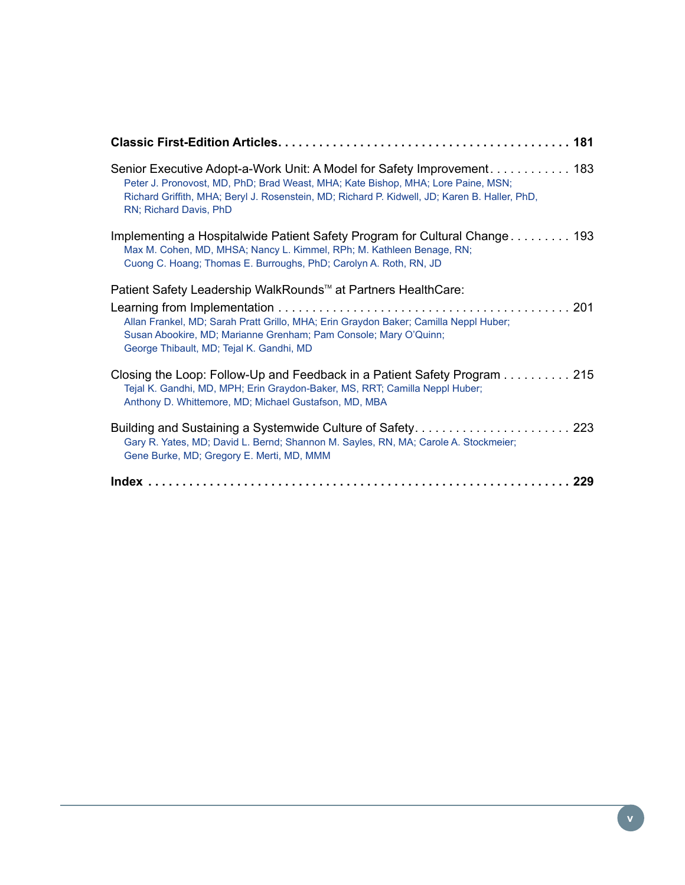**Classic First-Edition Articles. . . . . . . . . . . . . . . . . . . . . . . . . . . . . . . . . . . . . . . . . 181**

Senior Executive Adopt-a-Work Unit: A Model for Safety Improvement . . . . . . . . . . . . 183
Peter J. Pronovost, MD, PhD; Brad Weast, MHA; Kate Bishop, MHA; Lore Paine, MSN; Richard Griffith, MHA; Beryl J. Rosenstein, MD; Richard P. Kidwell, JD; Karen B. Haller, PhD, RN; Richard Davis, PhD

Implementing a Hospitalwide Patient Safety Program for Cultural Change . . . . . . . . . 193
Max M. Cohen, MD, MHSA; Nancy L. Kimmel, RPh; M. Kathleen Benage, RN; Cuong C. Hoang; Thomas E. Burroughs, PhD; Carolyn A. Roth, RN, JD

Patient Safety Leadership WalkRounds™ at Partners HealthCare: Learning from Implementation . . . . . . . . . . . . . . . . . . . . . . . . . . . . . . . . . . . . . . . . . . 201
Allan Frankel, MD; Sarah Pratt Grillo, MHA; Erin Graydon Baker; Camilla Neppl Huber; Susan Abookire, MD; Marianne Grenham; Pam Console; Mary O'Quinn; George Thibault, MD; Tejal K. Gandhi, MD

Closing the Loop: Follow-Up and Feedback in a Patient Safety Program . . . . . . . . . . 215
Tejal K. Gandhi, MD, MPH; Erin Graydon-Baker, MS, RRT; Camilla Neppl Huber; Anthony D. Whittemore, MD; Michael Gustafson, MD, MBA

Building and Sustaining a Systemwide Culture of Safety. . . . . . . . . . . . . . . . . . . . . . . 223
Gary R. Yates, MD; David L. Bernd; Shannon M. Sayles, RN, MA; Carole A. Stockmeier; Gene Burke, MD; Gregory E. Merti, MD, MMM

**Index . . . . . . . . . . . . . . . . . . . . . . . . . . . . . . . . . . . . . . . . . . . . . . . . . . . . . . . . . . . 229**